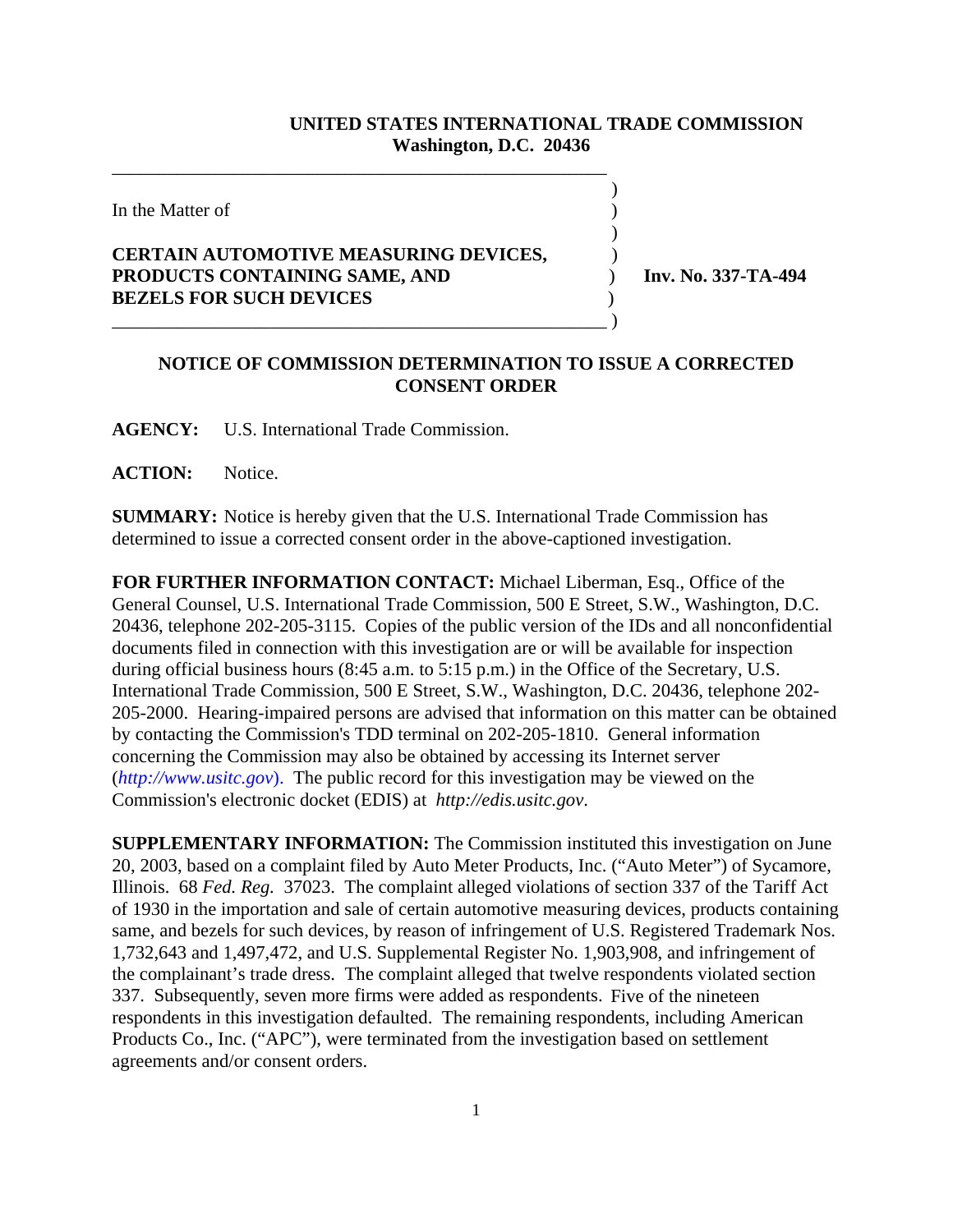**UNITED STATES INTERNATIONAL TRADE COMMISSION**
**Washington, D.C. 20436**

In the Matter of

**CERTAIN AUTOMOTIVE MEASURING DEVICES, PRODUCTS CONTAINING SAME, AND BEZELS FOR SUCH DEVICES**

**Inv. No. 337-TA-494**

## NOTICE OF COMMISSION DETERMINATION TO ISSUE A CORRECTED CONSENT ORDER

**AGENCY:** U.S. International Trade Commission.

**ACTION:** Notice.

**SUMMARY:** Notice is hereby given that the U.S. International Trade Commission has determined to issue a corrected consent order in the above-captioned investigation.

**FOR FURTHER INFORMATION CONTACT:** Michael Liberman, Esq., Office of the General Counsel, U.S. International Trade Commission, 500 E Street, S.W., Washington, D.C. 20436, telephone 202-205-3115. Copies of the public version of the IDs and all nonconfidential documents filed in connection with this investigation are or will be available for inspection during official business hours (8:45 a.m. to 5:15 p.m.) in the Office of the Secretary, U.S. International Trade Commission, 500 E Street, S.W., Washington, D.C. 20436, telephone 202-205-2000. Hearing-impaired persons are advised that information on this matter can be obtained by contacting the Commission's TDD terminal on 202-205-1810. General information concerning the Commission may also be obtained by accessing its Internet server (*http://www.usitc.gov*). The public record for this investigation may be viewed on the Commission's electronic docket (EDIS) at *http://edis.usitc.gov*.

**SUPPLEMENTARY INFORMATION:** The Commission instituted this investigation on June 20, 2003, based on a complaint filed by Auto Meter Products, Inc. ("Auto Meter") of Sycamore, Illinois. 68 *Fed. Reg.* 37023. The complaint alleged violations of section 337 of the Tariff Act of 1930 in the importation and sale of certain automotive measuring devices, products containing same, and bezels for such devices, by reason of infringement of U.S. Registered Trademark Nos. 1,732,643 and 1,497,472, and U.S. Supplemental Register No. 1,903,908, and infringement of the complainant's trade dress. The complaint alleged that twelve respondents violated section 337. Subsequently, seven more firms were added as respondents. Five of the nineteen respondents in this investigation defaulted. The remaining respondents, including American Products Co., Inc. ("APC"), were terminated from the investigation based on settlement agreements and/or consent orders.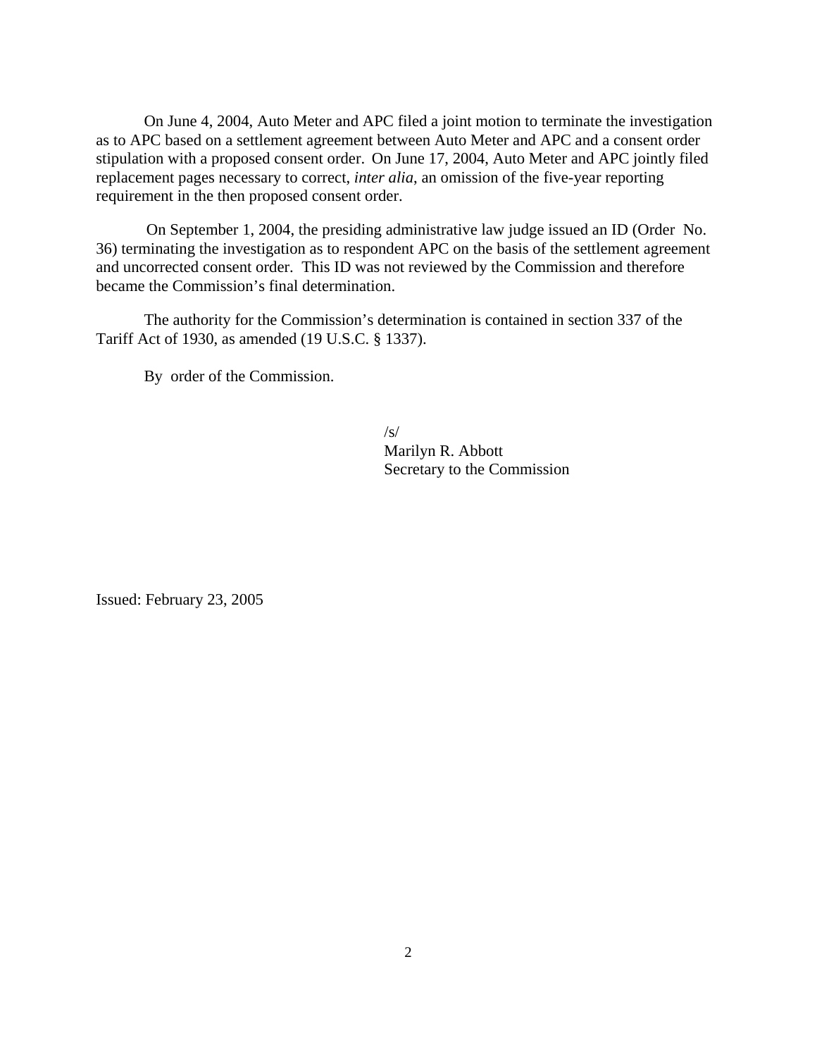On June 4, 2004, Auto Meter and APC filed a joint motion to terminate the investigation as to APC based on a settlement agreement between Auto Meter and APC and a consent order stipulation with a proposed consent order. On June 17, 2004, Auto Meter and APC jointly filed replacement pages necessary to correct, *inter alia*, an omission of the five-year reporting requirement in the then proposed consent order.

On September 1, 2004, the presiding administrative law judge issued an ID (Order No. 36) terminating the investigation as to respondent APC on the basis of the settlement agreement and uncorrected consent order. This ID was not reviewed by the Commission and therefore became the Commission's final determination.

The authority for the Commission's determination is contained in section 337 of the Tariff Act of 1930, as amended (19 U.S.C. § 1337).

By order of the Commission.

/s/
Marilyn R. Abbott
Secretary to the Commission

Issued: February 23, 2005